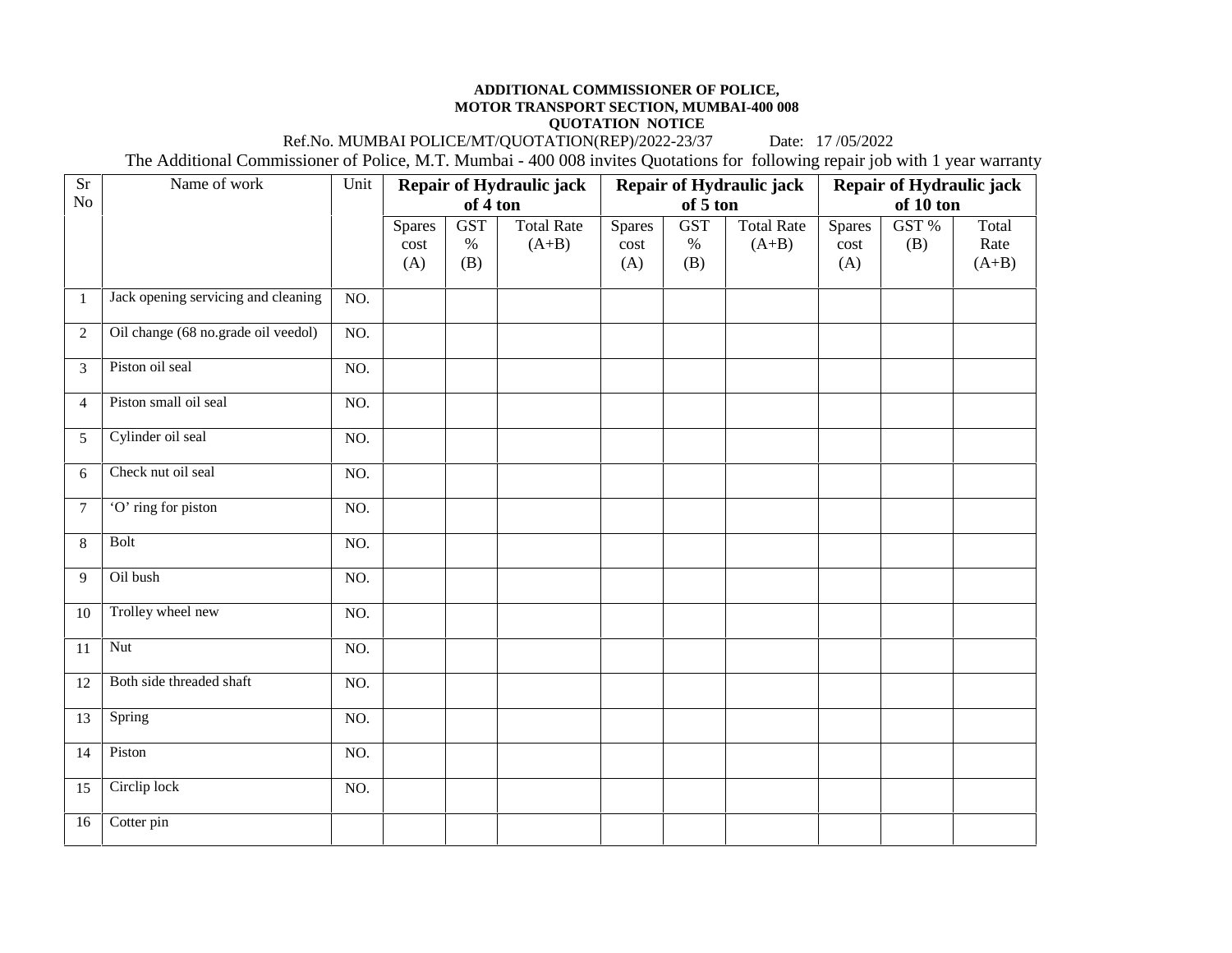**ADDITIONAL COMMISSIONER OF POLICE,**
**MOTOR TRANSPORT SECTION, MUMBAI-400 008**
**QUOTATION NOTICE**

Ref.No. MUMBAI POLICE/MT/QUOTATION(REP)/2022-23/37 Date: 17 /05/2022

The Additional Commissioner of Police, M.T. Mumbai - 400 008 invites Quotations for following repair job with 1 year warranty

| Sr No | Name of work | Unit | **Repair of Hydraulic jack of 4 ton** | | | **Repair of Hydraulic jack of 5 ton** | | | **Repair of Hydraulic jack of 10 ton** | | |
|---|---|---|---|---|---|---|---|---|---|---|---|
| | | | Spares cost (A) | GST % (B) | Total Rate (A+B) | Spares cost (A) | GST % (B) | Total Rate (A+B) | Spares cost (A) | GST % (B) | Total Rate (A+B) |
| 1 | Jack opening servicing and cleaning | NO. | | | | | | | | | |
| 2 | Oil change (68 no.grade oil veedol) | NO. | | | | | | | | | |
| 3 | Piston oil seal | NO. | | | | | | | | | |
| 4 | Piston small oil seal | NO. | | | | | | | | | |
| 5 | Cylinder oil seal | NO. | | | | | | | | | |
| 6 | Check nut oil seal | NO. | | | | | | | | | |
| 7 | 'O' ring for piston | NO. | | | | | | | | | |
| 8 | Bolt | NO. | | | | | | | | | |
| 9 | Oil bush | NO. | | | | | | | | | |
| 10 | Trolley wheel new | NO. | | | | | | | | | |
| 11 | Nut | NO. | | | | | | | | | |
| 12 | Both side threaded shaft | NO. | | | | | | | | | |
| 13 | Spring | NO. | | | | | | | | | |
| 14 | Piston | NO. | | | | | | | | | |
| 15 | Circlip lock | NO. | | | | | | | | | |
| 16 | Cotter pin | | | | | | | | | | |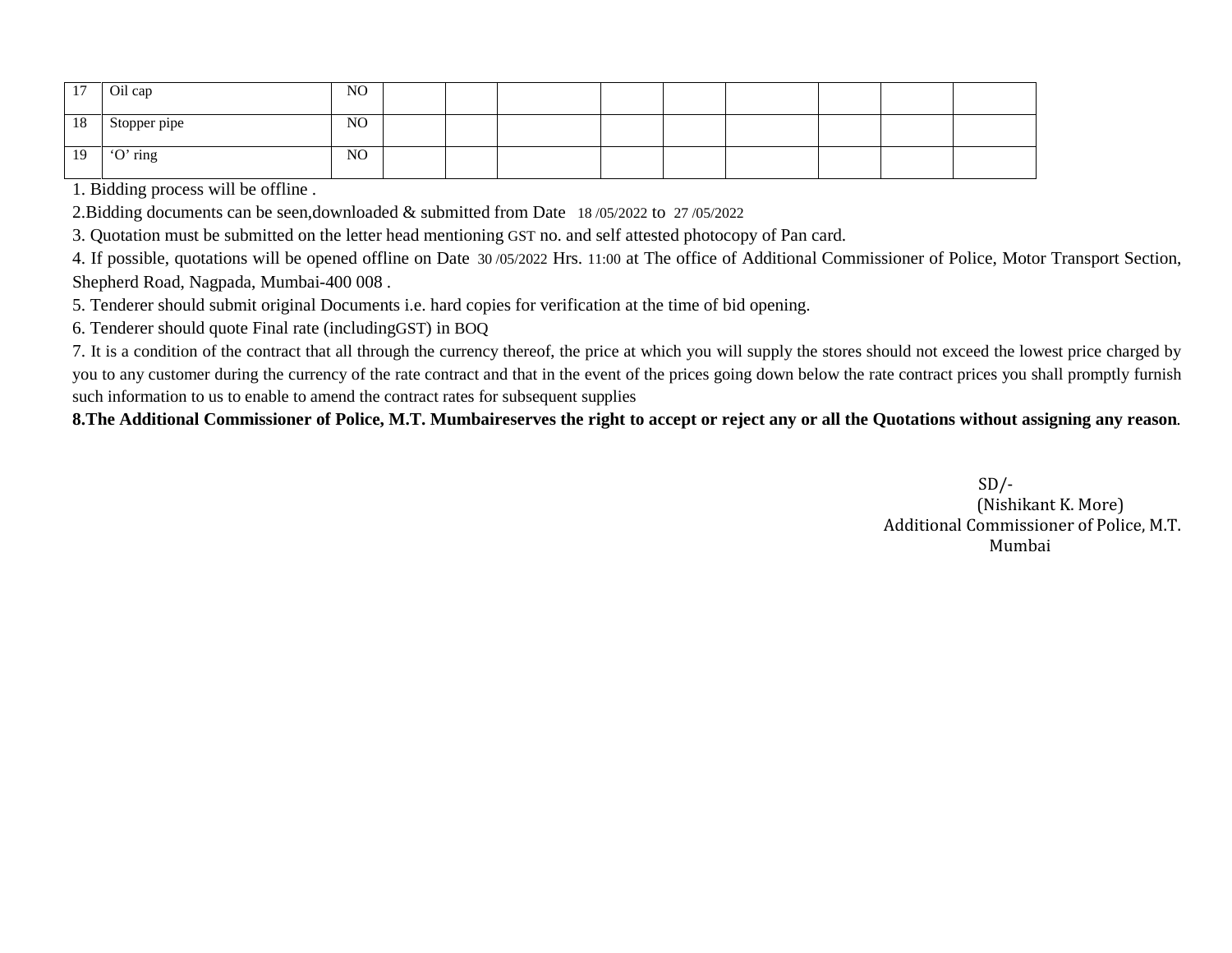| | | | | | | | | | | | |
|---|---|---|---|---|---|---|---|---|---|---|---|
| 17 | Oil cap | NO | | | | | | | | | |
| 18 | Stopper pipe | NO | | | | | | | | | |
| 19 | 'O' ring | NO | | | | | | | | | |

1. Bidding process will be offline .

2.Bidding documents can be seen,downloaded & submitted from Date 18 /05/2022 to 27 /05/2022

3. Quotation must be submitted on the letter head mentioning GST no. and self attested photocopy of Pan card.

4. If possible, quotations will be opened offline on Date 30 /05/2022 Hrs. 11:00 at The office of Additional Commissioner of Police, Motor Transport Section, Shepherd Road, Nagpada, Mumbai-400 008 .

5. Tenderer should submit original Documents i.e. hard copies for verification at the time of bid opening.

6. Tenderer should quote Final rate (includingGST) in BOQ

7. It is a condition of the contract that all through the currency thereof, the price at which you will supply the stores should not exceed the lowest price charged by you to any customer during the currency of the rate contract and that in the event of the prices going down below the rate contract prices you shall promptly furnish such information to us to enable to amend the contract rates for subsequent supplies

**8.The Additional Commissioner of Police, M.T. Mumbaireserves the right to accept or reject any or all the Quotations without assigning any reason**.

SD/-
(Nishikant K. More)
Additional Commissioner of Police, M.T.
Mumbai